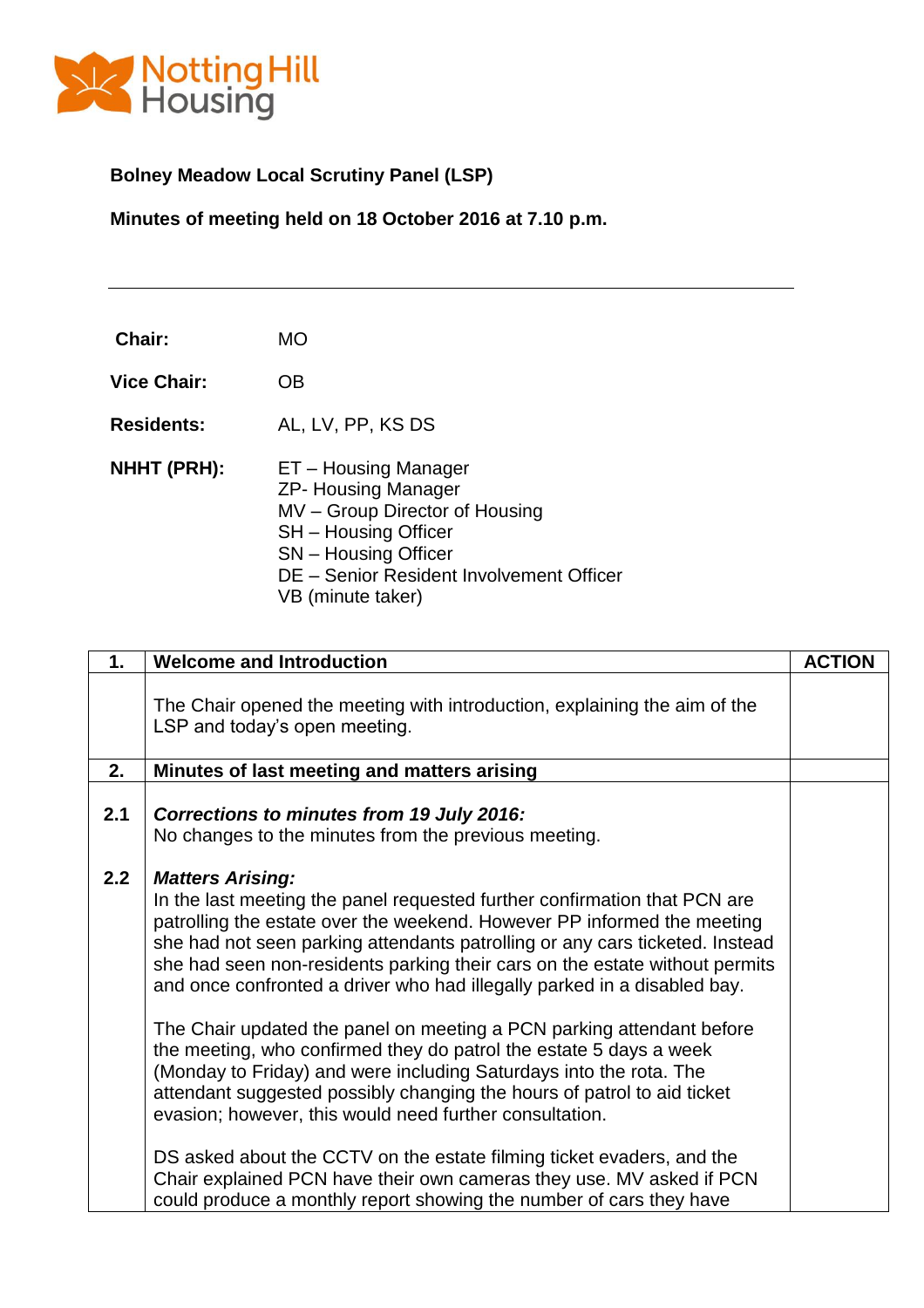Notting Hill Housing

**Bolney Meadow Local Scrutiny Panel (LSP)**

**Minutes of meeting held on 18 October 2016 at 7.10 p.m.**

---

**Chair:** MO

**Vice Chair:** OB

**Residents:** AL, LV, PP, KS DS

**NHHT (PRH):** ET – Housing Manager
ZP- Housing Manager
MV – Group Director of Housing
SH – Housing Officer
SN – Housing Officer
DE – Senior Resident Involvement Officer
VB (minute taker)

| **1.** | **Welcome and Introduction** | **ACTION** |
|---|---|---|
| | The Chair opened the meeting with introduction, explaining the aim of the LSP and today's open meeting. | |
| **2.** | **Minutes of last meeting and matters arising** | |
| **2.1** | ***Corrections to minutes from 19 July 2016:*** No changes to the minutes from the previous meeting. | |
| **2.2** | ***Matters Arising:*** In the last meeting the panel requested further confirmation that PCN are patrolling the estate over the weekend. However PP informed the meeting she had not seen parking attendants patrolling or any cars ticketed. Instead she had seen non-residents parking their cars on the estate without permits and once confronted a driver who had illegally parked in a disabled bay.<br><br>The Chair updated the panel on meeting a PCN parking attendant before the meeting, who confirmed they do patrol the estate 5 days a week (Monday to Friday) and were including Saturdays into the rota. The attendant suggested possibly changing the hours of patrol to aid ticket evasion; however, this would need further consultation.<br><br>DS asked about the CCTV on the estate filming ticket evaders, and the Chair explained PCN have their own cameras they use. MV asked if PCN could produce a monthly report showing the number of cars they have | |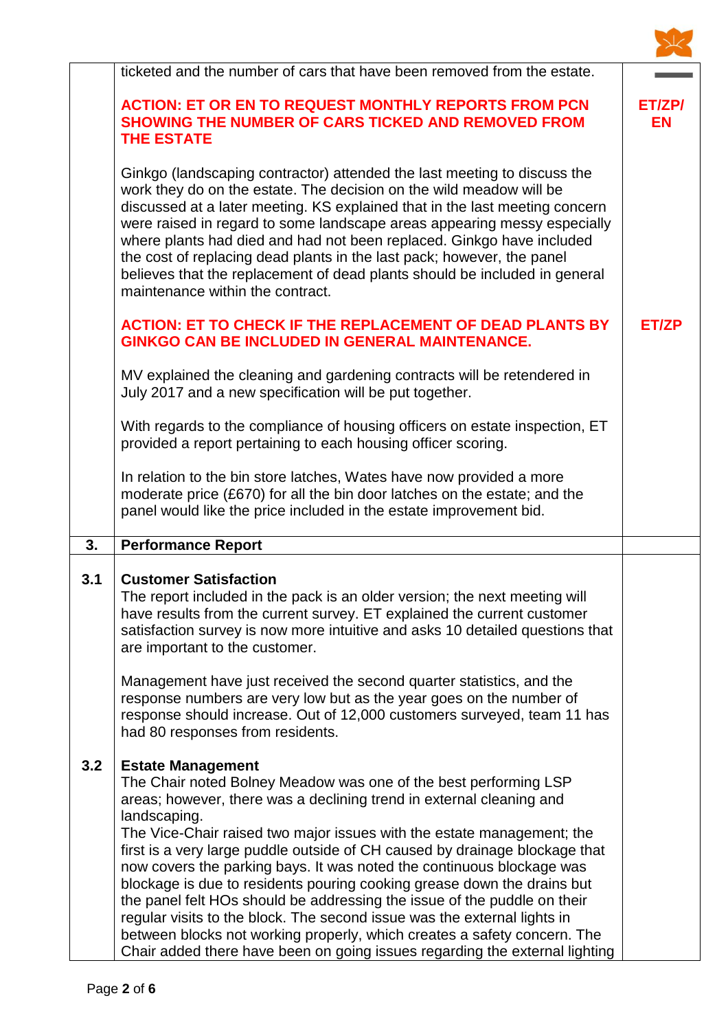| | | |
|---|---|---|
| | ticketed and the number of cars that have been removed from the estate.<br><br>**ACTION: ET OR EN TO REQUEST MONTHLY REPORTS FROM PCN SHOWING THE NUMBER OF CARS TICKED AND REMOVED FROM THE ESTATE**<br><br>Ginkgo (landscaping contractor) attended the last meeting to discuss the work they do on the estate. The decision on the wild meadow will be discussed at a later meeting. KS explained that in the last meeting concern were raised in regard to some landscape areas appearing messy especially where plants had died and had not been replaced. Ginkgo have included the cost of replacing dead plants in the last pack; however, the panel believes that the replacement of dead plants should be included in general maintenance within the contract.<br><br>**ACTION: ET TO CHECK IF THE REPLACEMENT OF DEAD PLANTS BY GINKGO CAN BE INCLUDED IN GENERAL MAINTENANCE.**<br><br>MV explained the cleaning and gardening contracts will be retendered in July 2017 and a new specification will be put together.<br><br>With regards to the compliance of housing officers on estate inspection, ET provided a report pertaining to each housing officer scoring.<br><br>In relation to the bin store latches, Wates have now provided a more moderate price (£670) for all the bin door latches on the estate; and the panel would like the price included in the estate improvement bid. | <br><br>**ET/ZP/ EN**<br><br><br><br><br><br><br><br><br><br>**ET/ZP** |
| **3.** | **Performance Report** | |
| **3.1**<br><br><br><br><br><br><br><br>**3.2** | **Customer Satisfaction**<br>The report included in the pack is an older version; the next meeting will have results from the current survey. ET explained the current customer satisfaction survey is now more intuitive and asks 10 detailed questions that are important to the customer.<br><br>Management have just received the second quarter statistics, and the response numbers are very low but as the year goes on the number of response should increase. Out of 12,000 customers surveyed, team 11 has had 80 responses from residents.<br><br>**Estate Management**<br>The Chair noted Bolney Meadow was one of the best performing LSP areas; however, there was a declining trend in external cleaning and landscaping.<br>The Vice-Chair raised two major issues with the estate management; the first is a very large puddle outside of CH caused by drainage blockage that now covers the parking bays. It was noted the continuous blockage was blockage is due to residents pouring cooking grease down the drains but the panel felt HOs should be addressing the issue of the puddle on their regular visits to the block. The second issue was the external lights in between blocks not working properly, which creates a safety concern. The Chair added there have been on going issues regarding the external lighting | |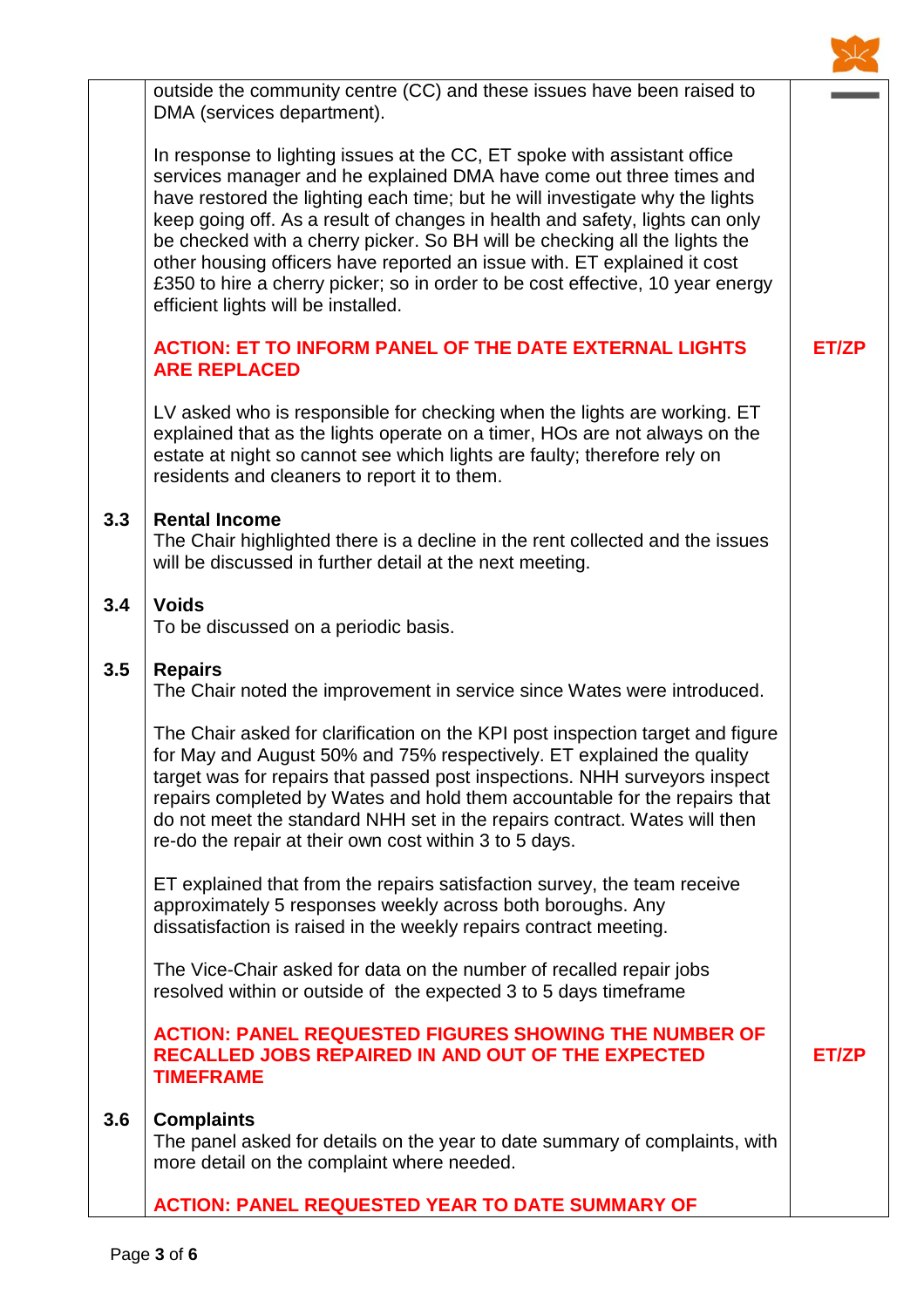| | | |
|---|---|---|
| | outside the community centre (CC) and these issues have been raised to DMA (services department).<br><br>In response to lighting issues at the CC, ET spoke with assistant office services manager and he explained DMA have come out three times and have restored the lighting each time; but he will investigate why the lights keep going off. As a result of changes in health and safety, lights can only be checked with a cherry picker. So BH will be checking all the lights the other housing officers have reported an issue with. ET explained it cost £350 to hire a cherry picker; so in order to be cost effective, 10 year energy efficient lights will be installed. | |
| | **ACTION: ET TO INFORM PANEL OF THE DATE EXTERNAL LIGHTS ARE REPLACED** | **ET/ZP** |
| | LV asked who is responsible for checking when the lights are working. ET explained that as the lights operate on a timer, HOs are not always on the estate at night so cannot see which lights are faulty; therefore rely on residents and cleaners to report it to them. | |
| **3.3** | **Rental Income**<br>The Chair highlighted there is a decline in the rent collected and the issues will be discussed in further detail at the next meeting. | |
| **3.4** | **Voids**<br>To be discussed on a periodic basis. | |
| **3.5** | **Repairs**<br>The Chair noted the improvement in service since Wates were introduced.<br><br>The Chair asked for clarification on the KPI post inspection target and figure for May and August 50% and 75% respectively. ET explained the quality target was for repairs that passed post inspections. NHH surveyors inspect repairs completed by Wates and hold them accountable for the repairs that do not meet the standard NHH set in the repairs contract. Wates will then re-do the repair at their own cost within 3 to 5 days.<br><br>ET explained that from the repairs satisfaction survey, the team receive approximately 5 responses weekly across both boroughs. Any dissatisfaction is raised in the weekly repairs contract meeting.<br><br>The Vice-Chair asked for data on the number of recalled repair jobs resolved within or outside of the expected 3 to 5 days timeframe | |
| | **ACTION: PANEL REQUESTED FIGURES SHOWING THE NUMBER OF RECALLED JOBS REPAIRED IN AND OUT OF THE EXPECTED TIMEFRAME** | **ET/ZP** |
| **3.6** | **Complaints**<br>The panel asked for details on the year to date summary of complaints, with more detail on the complaint where needed.<br><br>**ACTION: PANEL REQUESTED YEAR TO DATE SUMMARY OF** | |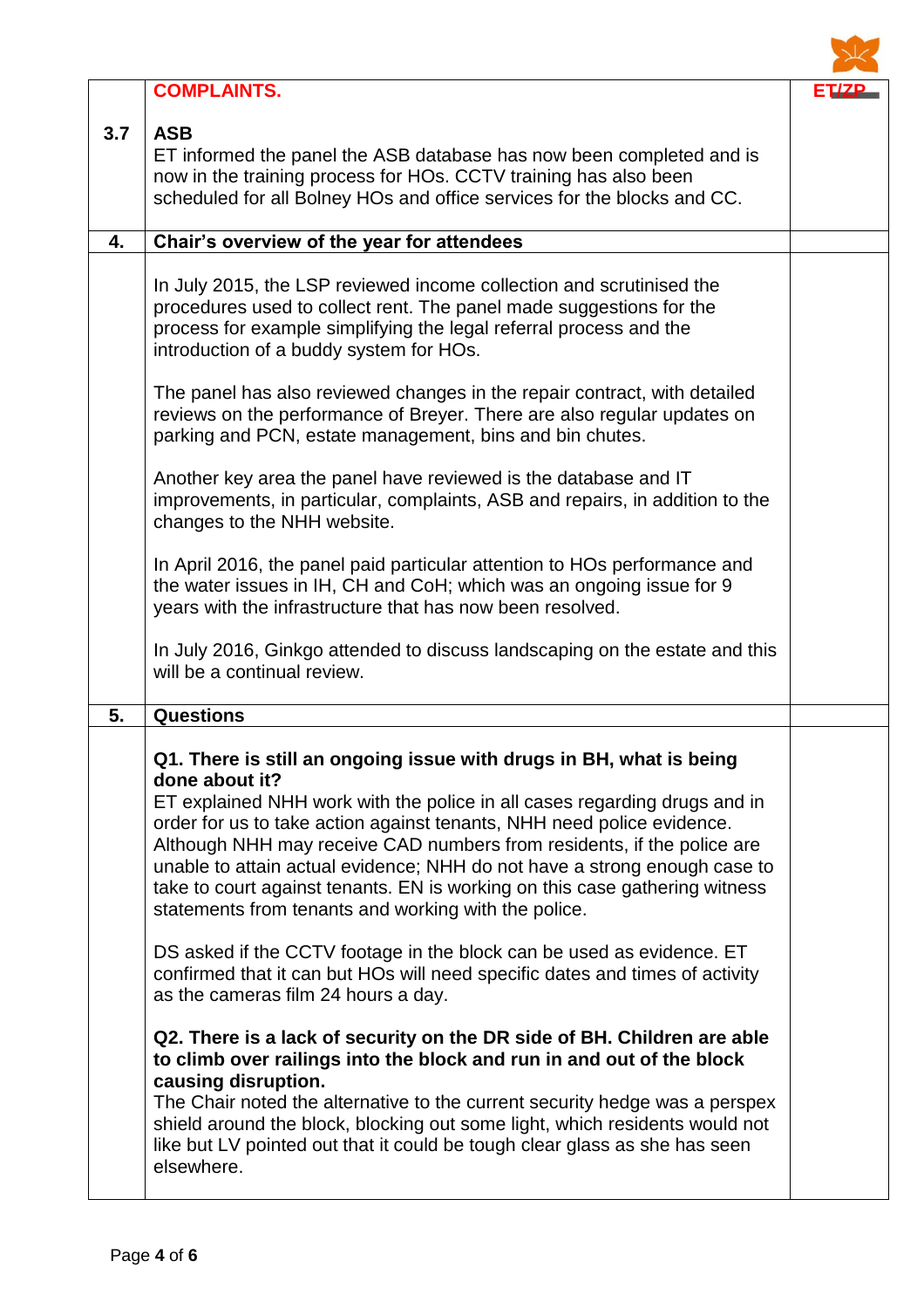| | | |
|---|---|---|
| | **COMPLAINTS.** | ET/ZP |
| 3.7 | **ASB**<br>ET informed the panel the ASB database has now been completed and is now in the training process for HOs. CCTV training has also been scheduled for all Bolney HOs and office services for the blocks and CC. | |
| **4.** | **Chair's overview of the year for attendees** | |
| | In July 2015, the LSP reviewed income collection and scrutinised the procedures used to collect rent. The panel made suggestions for the process for example simplifying the legal referral process and the introduction of a buddy system for HOs.<br><br>The panel has also reviewed changes in the repair contract, with detailed reviews on the performance of Breyer. There are also regular updates on parking and PCN, estate management, bins and bin chutes.<br><br>Another key area the panel have reviewed is the database and IT improvements, in particular, complaints, ASB and repairs, in addition to the changes to the NHH website.<br><br>In April 2016, the panel paid particular attention to HOs performance and the water issues in IH, CH and CoH; which was an ongoing issue for 9 years with the infrastructure that has now been resolved.<br><br>In July 2016, Ginkgo attended to discuss landscaping on the estate and this will be a continual review. | |
| **5.** | **Questions** | |
| | **Q1. There is still an ongoing issue with drugs in BH, what is being done about it?**<br>ET explained NHH work with the police in all cases regarding drugs and in order for us to take action against tenants, NHH need police evidence. Although NHH may receive CAD numbers from residents, if the police are unable to attain actual evidence; NHH do not have a strong enough case to take to court against tenants. EN is working on this case gathering witness statements from tenants and working with the police.<br><br>DS asked if the CCTV footage in the block can be used as evidence. ET confirmed that it can but HOs will need specific dates and times of activity as the cameras film 24 hours a day.<br><br>**Q2. There is a lack of security on the DR side of BH. Children are able to climb over railings into the block and run in and out of the block causing disruption.**<br>The Chair noted the alternative to the current security hedge was a perspex shield around the block, blocking out some light, which residents would not like but LV pointed out that it could be tough clear glass as she has seen elsewhere. | |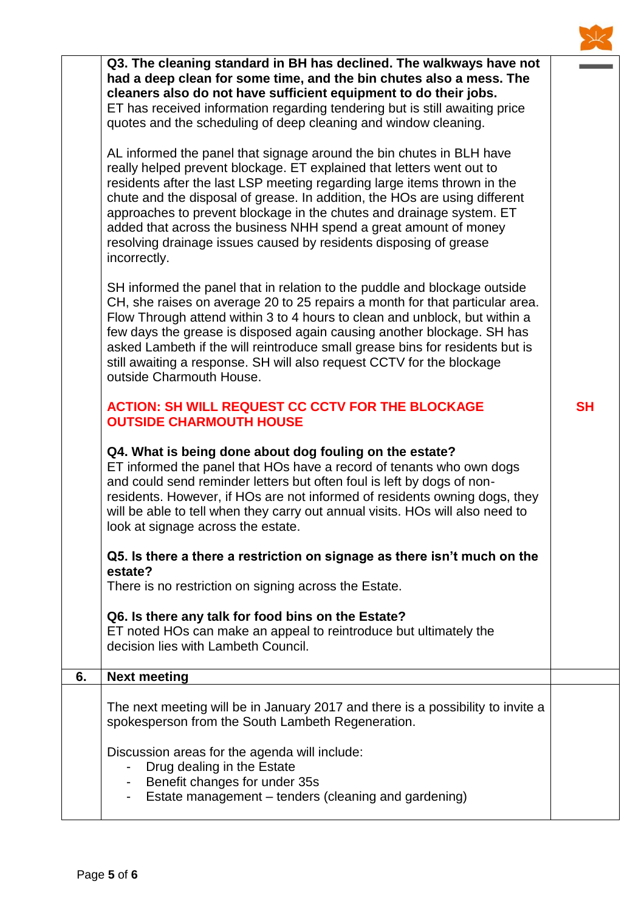| | | |
|---|---|---|
| | **Q3. The cleaning standard in BH has declined. The walkways have not had a deep clean for some time, and the bin chutes also a mess. The cleaners also do not have sufficient equipment to do their jobs.**<br>ET has received information regarding tendering but is still awaiting price quotes and the scheduling of deep cleaning and window cleaning.<br><br>AL informed the panel that signage around the bin chutes in BLH have really helped prevent blockage. ET explained that letters went out to residents after the last LSP meeting regarding large items thrown in the chute and the disposal of grease. In addition, the HOs are using different approaches to prevent blockage in the chutes and drainage system. ET added that across the business NHH spend a great amount of money resolving drainage issues caused by residents disposing of grease incorrectly.<br><br>SH informed the panel that in relation to the puddle and blockage outside CH, she raises on average 20 to 25 repairs a month for that particular area. Flow Through attend within 3 to 4 hours to clean and unblock, but within a few days the grease is disposed again causing another blockage. SH has asked Lambeth if the will reintroduce small grease bins for residents but is still awaiting a response. SH will also request CCTV for the blockage outside Charmouth House.<br><br>**ACTION: SH WILL REQUEST CC CCTV FOR THE BLOCKAGE OUTSIDE CHARMOUTH HOUSE**<br><br>**Q4. What is being done about dog fouling on the estate?**<br>ET informed the panel that HOs have a record of tenants who own dogs and could send reminder letters but often foul is left by dogs of non-residents. However, if HOs are not informed of residents owning dogs, they will be able to tell when they carry out annual visits. HOs will also need to look at signage across the estate.<br><br>**Q5. Is there a there a restriction on signage as there isn't much on the estate?**<br>There is no restriction on signing across the Estate.<br><br>**Q6. Is there any talk for food bins on the Estate?**<br>ET noted HOs can make an appeal to reintroduce but ultimately the decision lies with Lambeth Council. | **SH** |
| **6.** | **Next meeting** | |
| | The next meeting will be in January 2017 and there is a possibility to invite a spokesperson from the South Lambeth Regeneration.<br><br>Discussion areas for the agenda will include:<br>- Drug dealing in the Estate<br>- Benefit changes for under 35s<br>- Estate management – tenders (cleaning and gardening) | |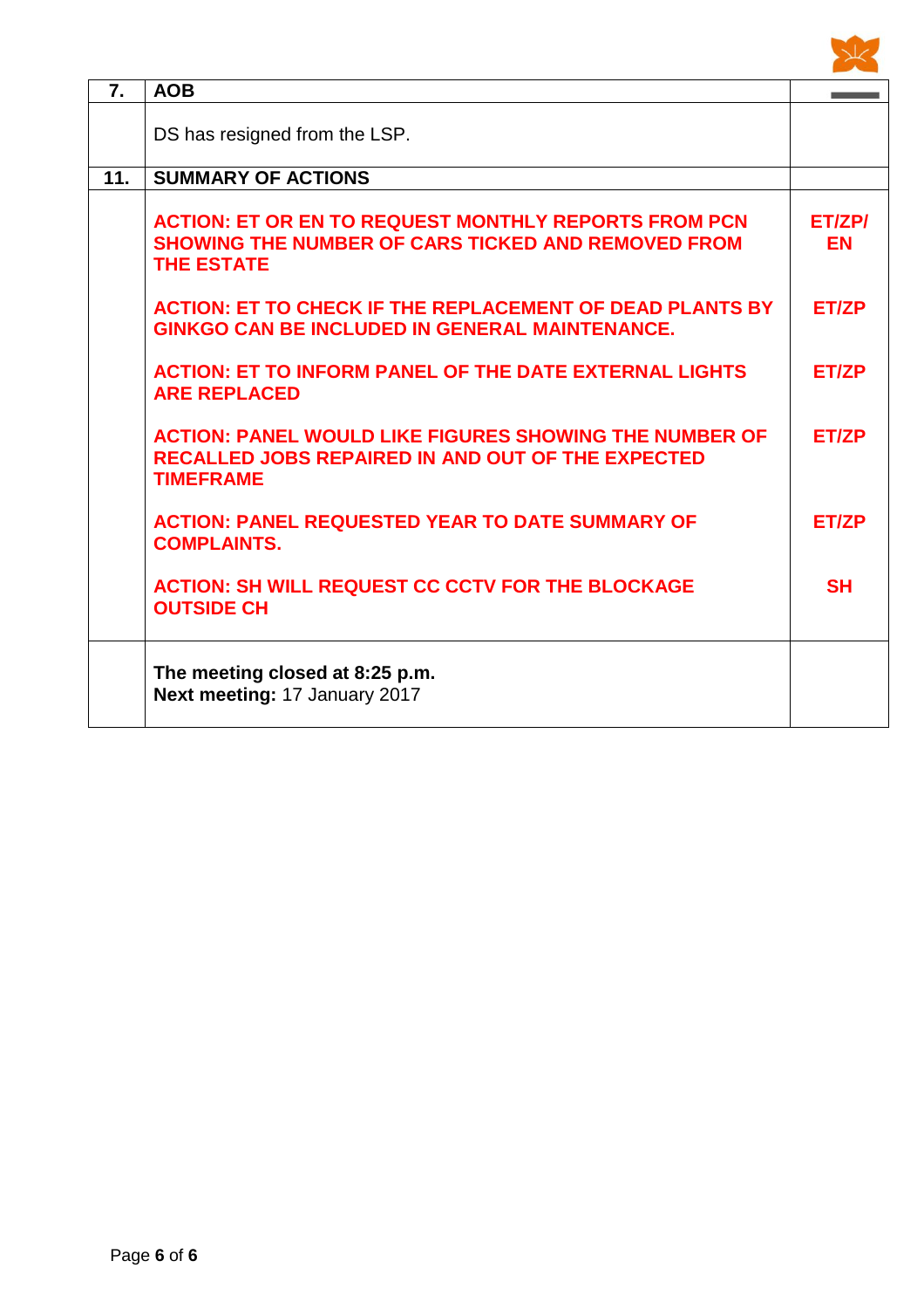| | | |
|---|---|---|
| **7.** | **AOB** | |
| | DS has resigned from the LSP. | |
| **11.** | **SUMMARY OF ACTIONS** | |
| | **ACTION: ET OR EN TO REQUEST MONTHLY REPORTS FROM PCN SHOWING THE NUMBER OF CARS TICKED AND REMOVED FROM THE ESTATE** | **ET/ZP/ EN** |
| | **ACTION: ET TO CHECK IF THE REPLACEMENT OF DEAD PLANTS BY GINKGO CAN BE INCLUDED IN GENERAL MAINTENANCE.** | **ET/ZP** |
| | **ACTION: ET TO INFORM PANEL OF THE DATE EXTERNAL LIGHTS ARE REPLACED** | **ET/ZP** |
| | **ACTION: PANEL WOULD LIKE FIGURES SHOWING THE NUMBER OF RECALLED JOBS REPAIRED IN AND OUT OF THE EXPECTED TIMEFRAME** | **ET/ZP** |
| | **ACTION: PANEL REQUESTED YEAR TO DATE SUMMARY OF COMPLAINTS.** | **ET/ZP** |
| | **ACTION: SH WILL REQUEST CC CCTV FOR THE BLOCKAGE OUTSIDE CH** | **SH** |
| | **The meeting closed at 8:25 p.m.**<br>**Next meeting:** 17 January 2017 | |